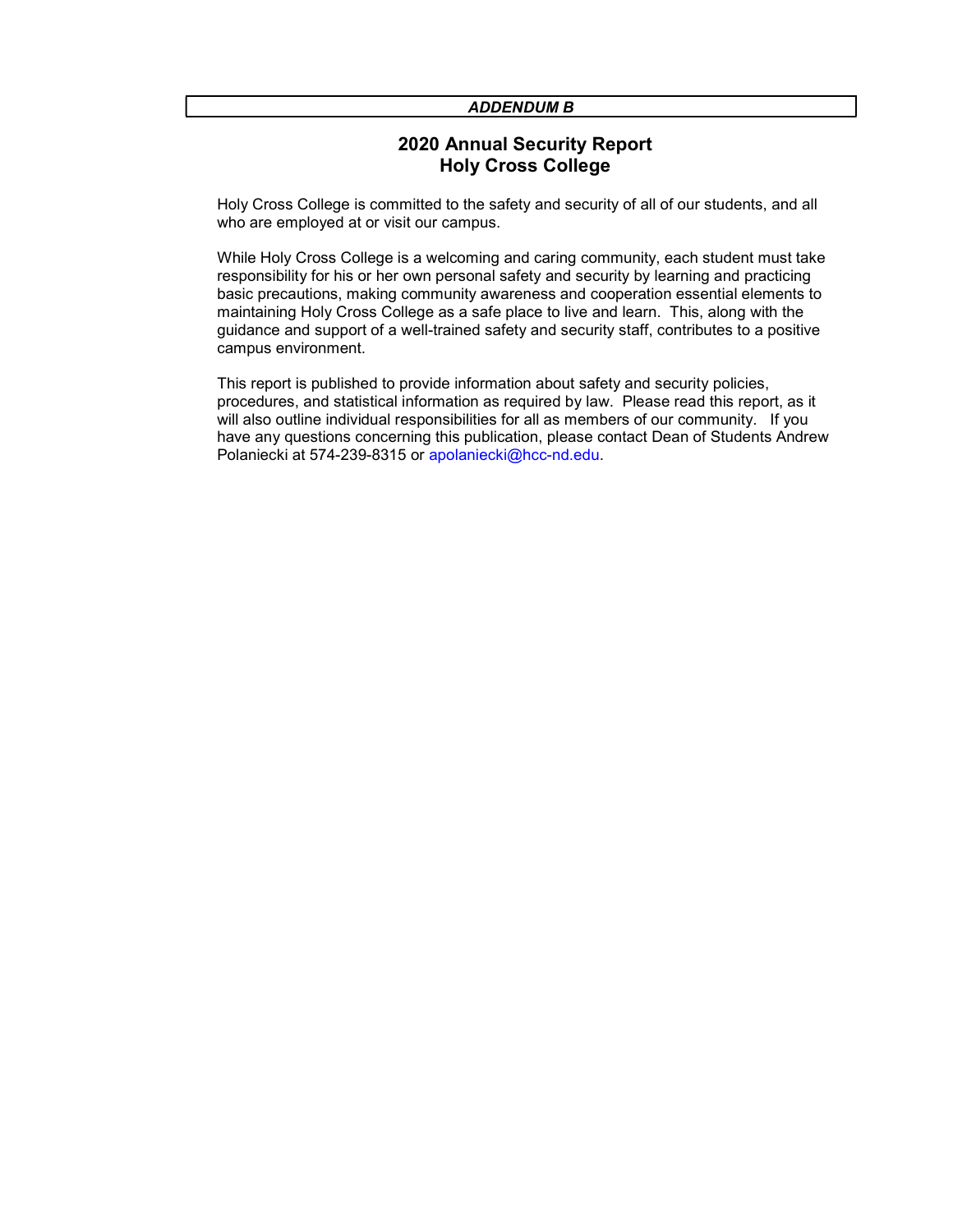***ADDENDUM B***

# 2020 Annual Security Report
# Holy Cross College

Holy Cross College is committed to the safety and security of all of our students, and all who are employed at or visit our campus.

While Holy Cross College is a welcoming and caring community, each student must take responsibility for his or her own personal safety and security by learning and practicing basic precautions, making community awareness and cooperation essential elements to maintaining Holy Cross College as a safe place to live and learn. This, along with the guidance and support of a well-trained safety and security staff, contributes to a positive campus environment.

This report is published to provide information about safety and security policies, procedures, and statistical information as required by law. Please read this report, as it will also outline individual responsibilities for all as members of our community. If you have any questions concerning this publication, please contact Dean of Students Andrew Polaniecki at 574-239-8315 or apolaniecki@hcc-nd.edu.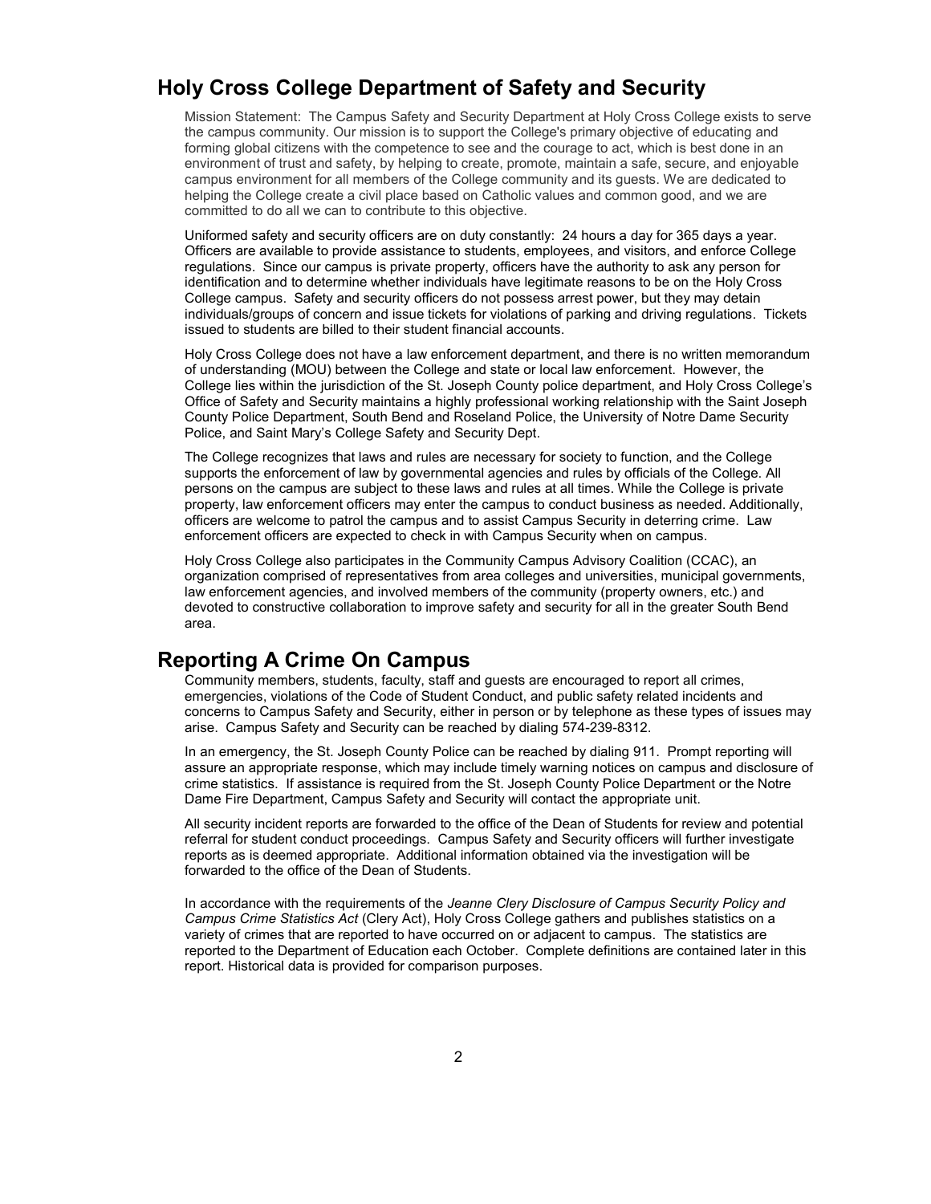## Holy Cross College Department of Safety and Security

Mission Statement: The Campus Safety and Security Department at Holy Cross College exists to serve the campus community. Our mission is to support the College's primary objective of educating and forming global citizens with the competence to see and the courage to act, which is best done in an environment of trust and safety, by helping to create, promote, maintain a safe, secure, and enjoyable campus environment for all members of the College community and its guests. We are dedicated to helping the College create a civil place based on Catholic values and common good, and we are committed to do all we can to contribute to this objective.

Uniformed safety and security officers are on duty constantly: 24 hours a day for 365 days a year. Officers are available to provide assistance to students, employees, and visitors, and enforce College regulations. Since our campus is private property, officers have the authority to ask any person for identification and to determine whether individuals have legitimate reasons to be on the Holy Cross College campus. Safety and security officers do not possess arrest power, but they may detain individuals/groups of concern and issue tickets for violations of parking and driving regulations. Tickets issued to students are billed to their student financial accounts.

Holy Cross College does not have a law enforcement department, and there is no written memorandum of understanding (MOU) between the College and state or local law enforcement. However, the College lies within the jurisdiction of the St. Joseph County police department, and Holy Cross College's Office of Safety and Security maintains a highly professional working relationship with the Saint Joseph County Police Department, South Bend and Roseland Police, the University of Notre Dame Security Police, and Saint Mary's College Safety and Security Dept.

The College recognizes that laws and rules are necessary for society to function, and the College supports the enforcement of law by governmental agencies and rules by officials of the College. All persons on the campus are subject to these laws and rules at all times. While the College is private property, law enforcement officers may enter the campus to conduct business as needed. Additionally, officers are welcome to patrol the campus and to assist Campus Security in deterring crime. Law enforcement officers are expected to check in with Campus Security when on campus.

Holy Cross College also participates in the Community Campus Advisory Coalition (CCAC), an organization comprised of representatives from area colleges and universities, municipal governments, law enforcement agencies, and involved members of the community (property owners, etc.) and devoted to constructive collaboration to improve safety and security for all in the greater South Bend area.

## Reporting A Crime On Campus

Community members, students, faculty, staff and guests are encouraged to report all crimes, emergencies, violations of the Code of Student Conduct, and public safety related incidents and concerns to Campus Safety and Security, either in person or by telephone as these types of issues may arise. Campus Safety and Security can be reached by dialing 574-239-8312.

In an emergency, the St. Joseph County Police can be reached by dialing 911. Prompt reporting will assure an appropriate response, which may include timely warning notices on campus and disclosure of crime statistics. If assistance is required from the St. Joseph County Police Department or the Notre Dame Fire Department, Campus Safety and Security will contact the appropriate unit.

All security incident reports are forwarded to the office of the Dean of Students for review and potential referral for student conduct proceedings. Campus Safety and Security officers will further investigate reports as is deemed appropriate. Additional information obtained via the investigation will be forwarded to the office of the Dean of Students.

In accordance with the requirements of the *Jeanne Clery Disclosure of Campus Security Policy and Campus Crime Statistics Act* (Clery Act), Holy Cross College gathers and publishes statistics on a variety of crimes that are reported to have occurred on or adjacent to campus. The statistics are reported to the Department of Education each October. Complete definitions are contained later in this report. Historical data is provided for comparison purposes.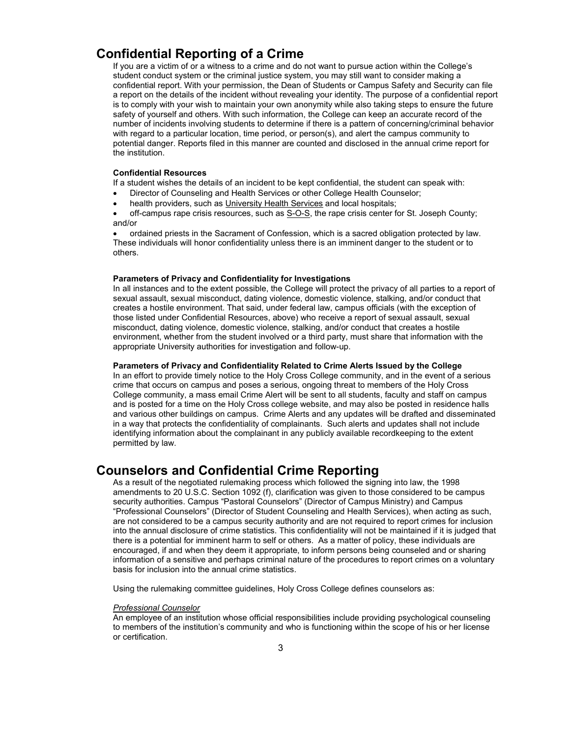## Confidential Reporting of a Crime

If you are a victim of or a witness to a crime and do not want to pursue action within the College's student conduct system or the criminal justice system, you may still want to consider making a confidential report. With your permission, the Dean of Students or Campus Safety and Security can file a report on the details of the incident without revealing your identity. The purpose of a confidential report is to comply with your wish to maintain your own anonymity while also taking steps to ensure the future safety of yourself and others. With such information, the College can keep an accurate record of the number of incidents involving students to determine if there is a pattern of concerning/criminal behavior with regard to a particular location, time period, or person(s), and alert the campus community to potential danger. Reports filed in this manner are counted and disclosed in the annual crime report for the institution.

**Confidential Resources**

If a student wishes the details of an incident to be kept confidential, the student can speak with:

- Director of Counseling and Health Services or other College Health Counselor;
- health providers, such as University Health Services and local hospitals;
- off-campus rape crisis resources, such as S-O-S, the rape crisis center for St. Joseph County; and/or
- ordained priests in the Sacrament of Confession, which is a sacred obligation protected by law.

These individuals will honor confidentiality unless there is an imminent danger to the student or to others.

**Parameters of Privacy and Confidentiality for Investigations**

In all instances and to the extent possible, the College will protect the privacy of all parties to a report of sexual assault, sexual misconduct, dating violence, domestic violence, stalking, and/or conduct that creates a hostile environment. That said, under federal law, campus officials (with the exception of those listed under Confidential Resources, above) who receive a report of sexual assault, sexual misconduct, dating violence, domestic violence, stalking, and/or conduct that creates a hostile environment, whether from the student involved or a third party, must share that information with the appropriate University authorities for investigation and follow-up.

**Parameters of Privacy and Confidentiality Related to Crime Alerts Issued by the College**

In an effort to provide timely notice to the Holy Cross College community, and in the event of a serious crime that occurs on campus and poses a serious, ongoing threat to members of the Holy Cross College community, a mass email Crime Alert will be sent to all students, faculty and staff on campus and is posted for a time on the Holy Cross college website, and may also be posted in residence halls and various other buildings on campus. Crime Alerts and any updates will be drafted and disseminated in a way that protects the confidentiality of complainants. Such alerts and updates shall not include identifying information about the complainant in any publicly available recordkeeping to the extent permitted by law.

## Counselors and Confidential Crime Reporting

As a result of the negotiated rulemaking process which followed the signing into law, the 1998 amendments to 20 U.S.C. Section 1092 (f), clarification was given to those considered to be campus security authorities. Campus "Pastoral Counselors" (Director of Campus Ministry) and Campus "Professional Counselors" (Director of Student Counseling and Health Services), when acting as such, are not considered to be a campus security authority and are not required to report crimes for inclusion into the annual disclosure of crime statistics. This confidentiality will not be maintained if it is judged that there is a potential for imminent harm to self or others. As a matter of policy, these individuals are encouraged, if and when they deem it appropriate, to inform persons being counseled and or sharing information of a sensitive and perhaps criminal nature of the procedures to report crimes on a voluntary basis for inclusion into the annual crime statistics.

Using the rulemaking committee guidelines, Holy Cross College defines counselors as:

*Professional Counselor*

An employee of an institution whose official responsibilities include providing psychological counseling to members of the institution's community and who is functioning within the scope of his or her license or certification.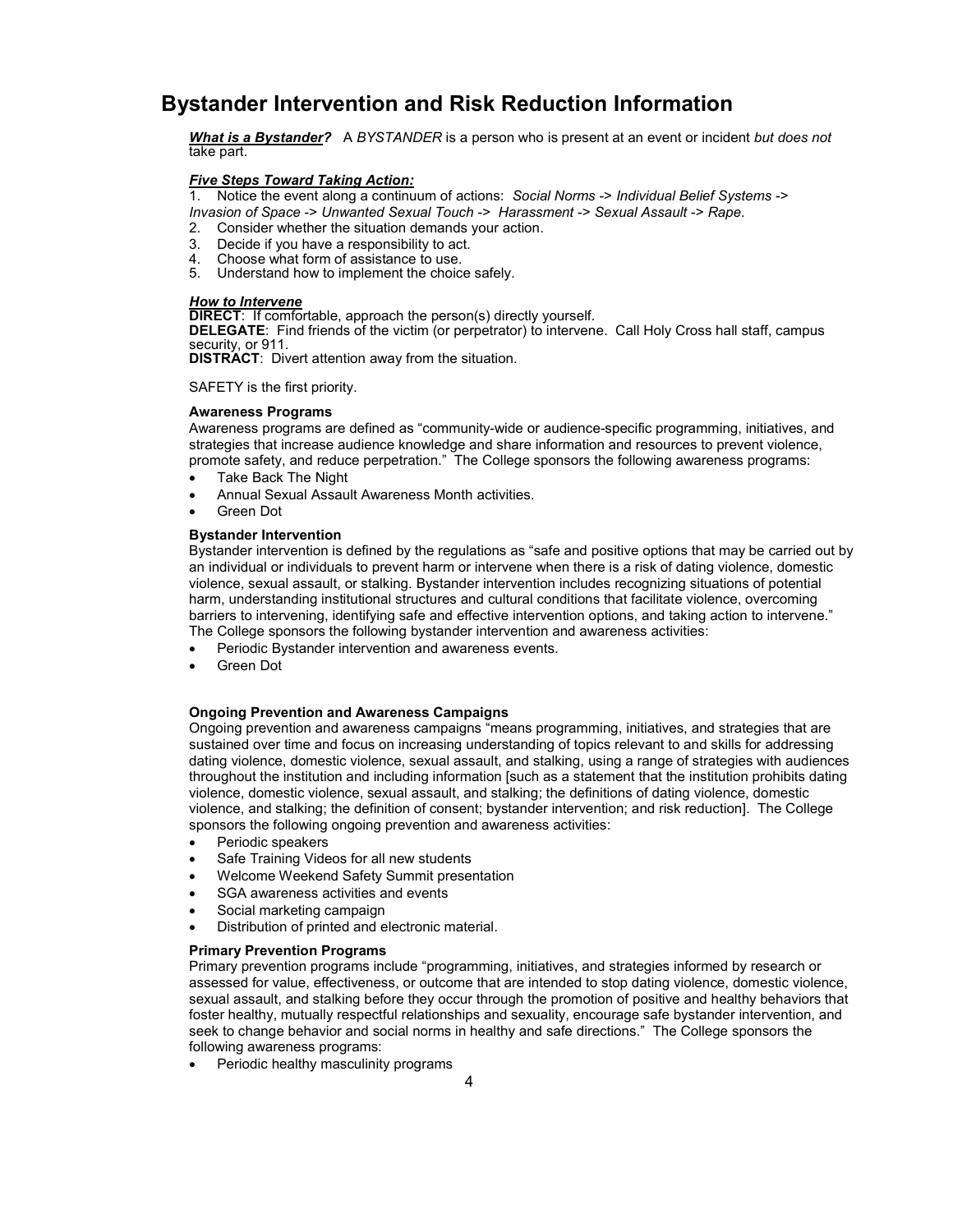## Bystander Intervention and Risk Reduction Information

***<u>What is a Bystander?</u>*** A *BYSTANDER* is a person who is present at an event or incident *but does not* take part.

***<u>Five Steps Toward Taking Action:</u>***

1. Notice the event along a continuum of actions: *Social Norms -> Individual Belief Systems -> Invasion of Space -> Unwanted Sexual Touch -> Harassment -> Sexual Assault -> Rape.*
2. Consider whether the situation demands your action.
3. Decide if you have a responsibility to act.
4. Choose what form of assistance to use.
5. Understand how to implement the choice safely.

***<u>How to Intervene</u>***

**DIRECT**: If comfortable, approach the person(s) directly yourself.
**DELEGATE**: Find friends of the victim (or perpetrator) to intervene. Call Holy Cross hall staff, campus security, or 911.
**DISTRACT**: Divert attention away from the situation.

SAFETY is the first priority.

**Awareness Programs**

Awareness programs are defined as "community-wide or audience-specific programming, initiatives, and strategies that increase audience knowledge and share information and resources to prevent violence, promote safety, and reduce perpetration." The College sponsors the following awareness programs:

- Take Back The Night
- Annual Sexual Assault Awareness Month activities.
- Green Dot

**Bystander Intervention**

Bystander intervention is defined by the regulations as "safe and positive options that may be carried out by an individual or individuals to prevent harm or intervene when there is a risk of dating violence, domestic violence, sexual assault, or stalking. Bystander intervention includes recognizing situations of potential harm, understanding institutional structures and cultural conditions that facilitate violence, overcoming barriers to intervening, identifying safe and effective intervention options, and taking action to intervene." The College sponsors the following bystander intervention and awareness activities:

- Periodic Bystander intervention and awareness events.
- Green Dot

**Ongoing Prevention and Awareness Campaigns**

Ongoing prevention and awareness campaigns "means programming, initiatives, and strategies that are sustained over time and focus on increasing understanding of topics relevant to and skills for addressing dating violence, domestic violence, sexual assault, and stalking, using a range of strategies with audiences throughout the institution and including information [such as a statement that the institution prohibits dating violence, domestic violence, sexual assault, and stalking; the definitions of dating violence, domestic violence, and stalking; the definition of consent; bystander intervention; and risk reduction]. The College sponsors the following ongoing prevention and awareness activities:

- Periodic speakers
- Safe Training Videos for all new students
- Welcome Weekend Safety Summit presentation
- SGA awareness activities and events
- Social marketing campaign
- Distribution of printed and electronic material.

**Primary Prevention Programs**

Primary prevention programs include "programming, initiatives, and strategies informed by research or assessed for value, effectiveness, or outcome that are intended to stop dating violence, domestic violence, sexual assault, and stalking before they occur through the promotion of positive and healthy behaviors that foster healthy, mutually respectful relationships and sexuality, encourage safe bystander intervention, and seek to change behavior and social norms in healthy and safe directions." The College sponsors the following awareness programs:

- Periodic healthy masculinity programs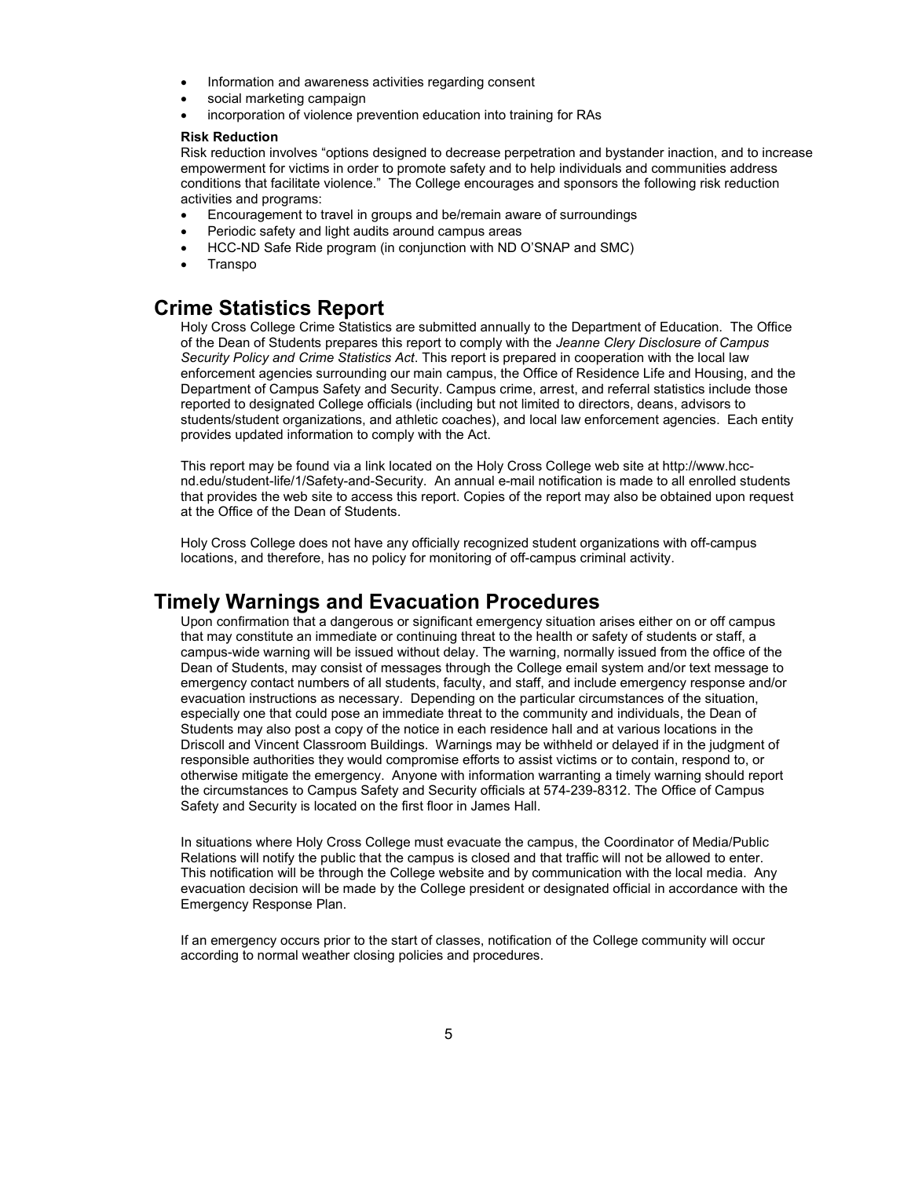- Information and awareness activities regarding consent
- social marketing campaign
- incorporation of violence prevention education into training for RAs

**Risk Reduction**

Risk reduction involves "options designed to decrease perpetration and bystander inaction, and to increase empowerment for victims in order to promote safety and to help individuals and communities address conditions that facilitate violence." The College encourages and sponsors the following risk reduction activities and programs:

- Encouragement to travel in groups and be/remain aware of surroundings
- Periodic safety and light audits around campus areas
- HCC-ND Safe Ride program (in conjunction with ND O'SNAP and SMC)
- Transpo

## Crime Statistics Report

Holy Cross College Crime Statistics are submitted annually to the Department of Education. The Office of the Dean of Students prepares this report to comply with the *Jeanne Clery Disclosure of Campus Security Policy and Crime Statistics Act*. This report is prepared in cooperation with the local law enforcement agencies surrounding our main campus, the Office of Residence Life and Housing, and the Department of Campus Safety and Security. Campus crime, arrest, and referral statistics include those reported to designated College officials (including but not limited to directors, deans, advisors to students/student organizations, and athletic coaches), and local law enforcement agencies. Each entity provides updated information to comply with the Act.

This report may be found via a link located on the Holy Cross College web site at http://www.hcc-nd.edu/student-life/1/Safety-and-Security. An annual e-mail notification is made to all enrolled students that provides the web site to access this report. Copies of the report may also be obtained upon request at the Office of the Dean of Students.

Holy Cross College does not have any officially recognized student organizations with off-campus locations, and therefore, has no policy for monitoring of off-campus criminal activity.

## Timely Warnings and Evacuation Procedures

Upon confirmation that a dangerous or significant emergency situation arises either on or off campus that may constitute an immediate or continuing threat to the health or safety of students or staff, a campus-wide warning will be issued without delay. The warning, normally issued from the office of the Dean of Students, may consist of messages through the College email system and/or text message to emergency contact numbers of all students, faculty, and staff, and include emergency response and/or evacuation instructions as necessary. Depending on the particular circumstances of the situation, especially one that could pose an immediate threat to the community and individuals, the Dean of Students may also post a copy of the notice in each residence hall and at various locations in the Driscoll and Vincent Classroom Buildings. Warnings may be withheld or delayed if in the judgment of responsible authorities they would compromise efforts to assist victims or to contain, respond to, or otherwise mitigate the emergency. Anyone with information warranting a timely warning should report the circumstances to Campus Safety and Security officials at 574-239-8312. The Office of Campus Safety and Security is located on the first floor in James Hall.

In situations where Holy Cross College must evacuate the campus, the Coordinator of Media/Public Relations will notify the public that the campus is closed and that traffic will not be allowed to enter. This notification will be through the College website and by communication with the local media. Any evacuation decision will be made by the College president or designated official in accordance with the Emergency Response Plan.

If an emergency occurs prior to the start of classes, notification of the College community will occur according to normal weather closing policies and procedures.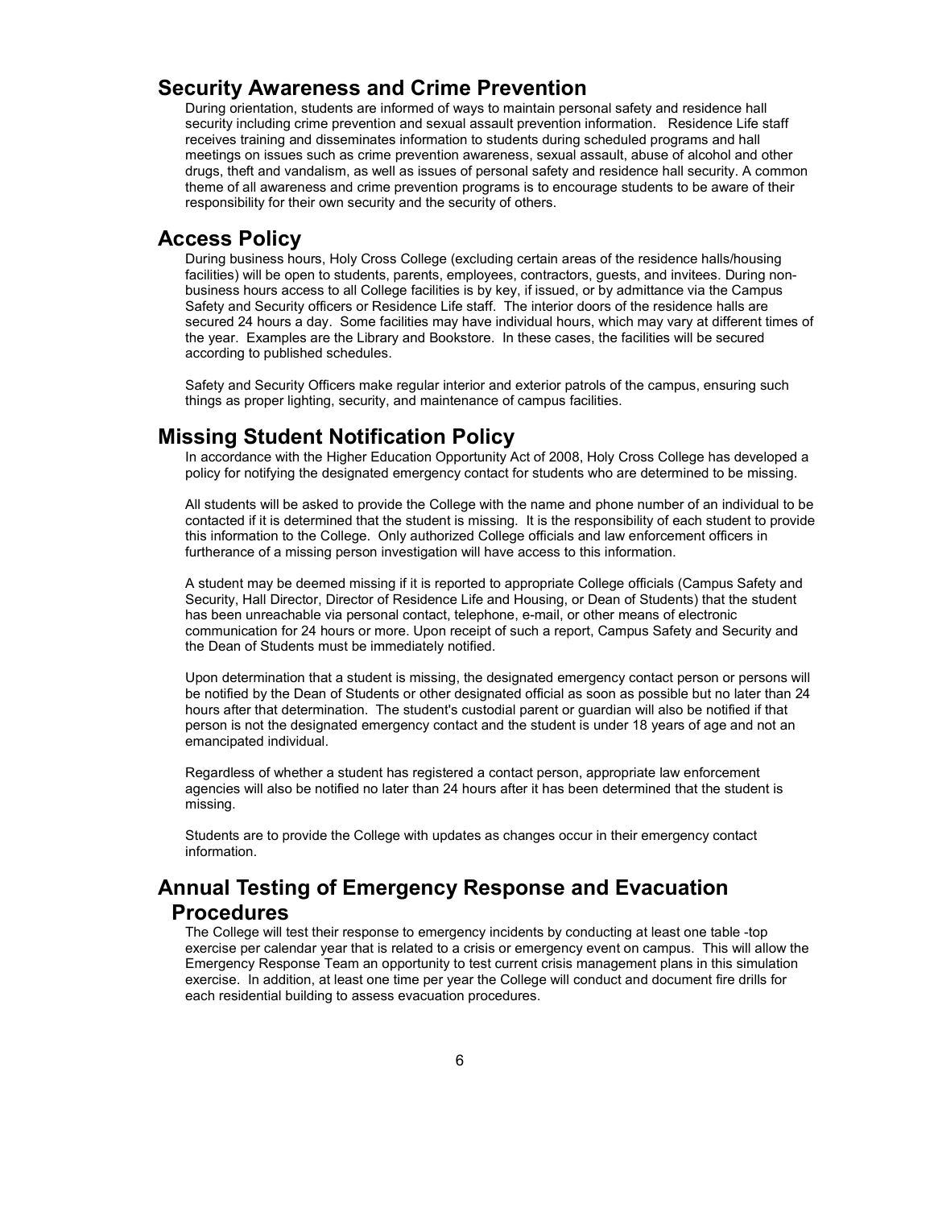## Security Awareness and Crime Prevention

During orientation, students are informed of ways to maintain personal safety and residence hall security including crime prevention and sexual assault prevention information. Residence Life staff receives training and disseminates information to students during scheduled programs and hall meetings on issues such as crime prevention awareness, sexual assault, abuse of alcohol and other drugs, theft and vandalism, as well as issues of personal safety and residence hall security. A common theme of all awareness and crime prevention programs is to encourage students to be aware of their responsibility for their own security and the security of others.

## Access Policy

During business hours, Holy Cross College (excluding certain areas of the residence halls/housing facilities) will be open to students, parents, employees, contractors, guests, and invitees. During non-business hours access to all College facilities is by key, if issued, or by admittance via the Campus Safety and Security officers or Residence Life staff. The interior doors of the residence halls are secured 24 hours a day. Some facilities may have individual hours, which may vary at different times of the year. Examples are the Library and Bookstore. In these cases, the facilities will be secured according to published schedules.

Safety and Security Officers make regular interior and exterior patrols of the campus, ensuring such things as proper lighting, security, and maintenance of campus facilities.

## Missing Student Notification Policy

In accordance with the Higher Education Opportunity Act of 2008, Holy Cross College has developed a policy for notifying the designated emergency contact for students who are determined to be missing.

All students will be asked to provide the College with the name and phone number of an individual to be contacted if it is determined that the student is missing. It is the responsibility of each student to provide this information to the College. Only authorized College officials and law enforcement officers in furtherance of a missing person investigation will have access to this information.

A student may be deemed missing if it is reported to appropriate College officials (Campus Safety and Security, Hall Director, Director of Residence Life and Housing, or Dean of Students) that the student has been unreachable via personal contact, telephone, e-mail, or other means of electronic communication for 24 hours or more. Upon receipt of such a report, Campus Safety and Security and the Dean of Students must be immediately notified.

Upon determination that a student is missing, the designated emergency contact person or persons will be notified by the Dean of Students or other designated official as soon as possible but no later than 24 hours after that determination. The student's custodial parent or guardian will also be notified if that person is not the designated emergency contact and the student is under 18 years of age and not an emancipated individual.

Regardless of whether a student has registered a contact person, appropriate law enforcement agencies will also be notified no later than 24 hours after it has been determined that the student is missing.

Students are to provide the College with updates as changes occur in their emergency contact information.

## Annual Testing of Emergency Response and Evacuation Procedures

The College will test their response to emergency incidents by conducting at least one table -top exercise per calendar year that is related to a crisis or emergency event on campus. This will allow the Emergency Response Team an opportunity to test current crisis management plans in this simulation exercise. In addition, at least one time per year the College will conduct and document fire drills for each residential building to assess evacuation procedures.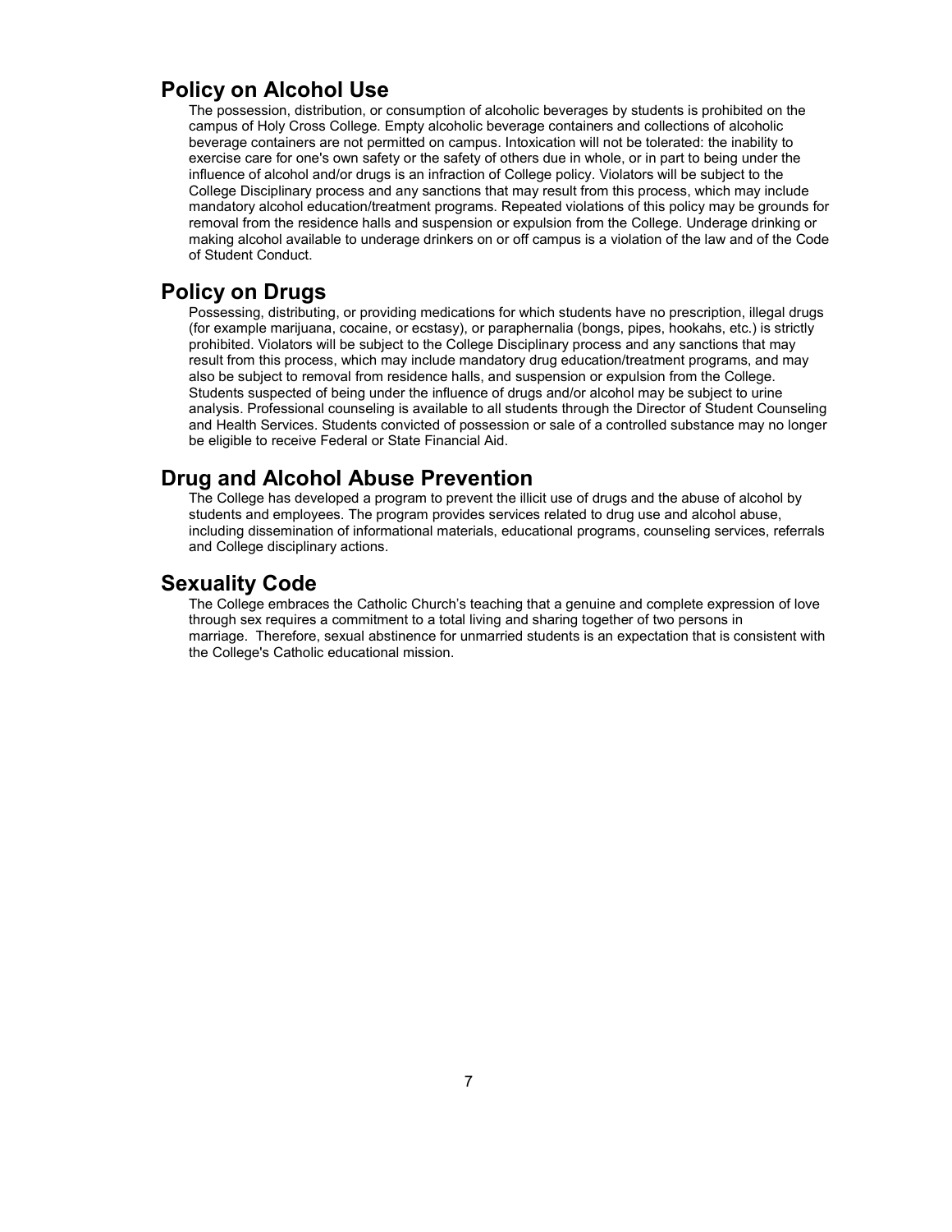## Policy on Alcohol Use

The possession, distribution, or consumption of alcoholic beverages by students is prohibited on the campus of Holy Cross College. Empty alcoholic beverage containers and collections of alcoholic beverage containers are not permitted on campus. Intoxication will not be tolerated: the inability to exercise care for one's own safety or the safety of others due in whole, or in part to being under the influence of alcohol and/or drugs is an infraction of College policy. Violators will be subject to the College Disciplinary process and any sanctions that may result from this process, which may include mandatory alcohol education/treatment programs. Repeated violations of this policy may be grounds for removal from the residence halls and suspension or expulsion from the College. Underage drinking or making alcohol available to underage drinkers on or off campus is a violation of the law and of the Code of Student Conduct.

## Policy on Drugs

Possessing, distributing, or providing medications for which students have no prescription, illegal drugs (for example marijuana, cocaine, or ecstasy), or paraphernalia (bongs, pipes, hookahs, etc.) is strictly prohibited. Violators will be subject to the College Disciplinary process and any sanctions that may result from this process, which may include mandatory drug education/treatment programs, and may also be subject to removal from residence halls, and suspension or expulsion from the College. Students suspected of being under the influence of drugs and/or alcohol may be subject to urine analysis. Professional counseling is available to all students through the Director of Student Counseling and Health Services. Students convicted of possession or sale of a controlled substance may no longer be eligible to receive Federal or State Financial Aid.

## Drug and Alcohol Abuse Prevention

The College has developed a program to prevent the illicit use of drugs and the abuse of alcohol by students and employees. The program provides services related to drug use and alcohol abuse, including dissemination of informational materials, educational programs, counseling services, referrals and College disciplinary actions.

## Sexuality Code

The College embraces the Catholic Church's teaching that a genuine and complete expression of love through sex requires a commitment to a total living and sharing together of two persons in marriage. Therefore, sexual abstinence for unmarried students is an expectation that is consistent with the College's Catholic educational mission.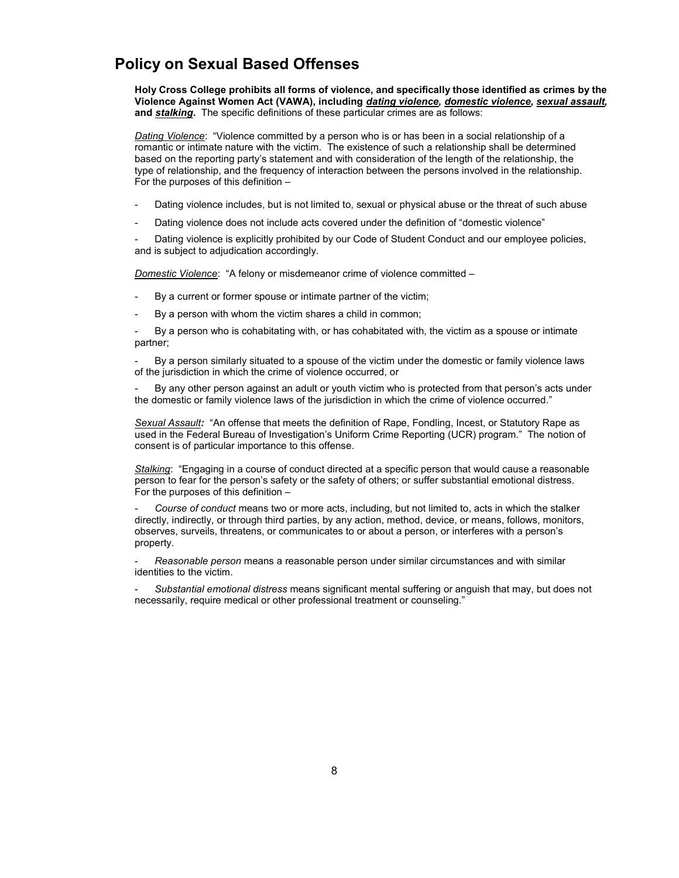## Policy on Sexual Based Offenses

**Holy Cross College prohibits all forms of violence, and specifically those identified as crimes by the Violence Against Women Act (VAWA), including *dating violence*, *domestic violence*, *sexual assault*, and *stalking*.** The specific definitions of these particular crimes are as follows:

*Dating Violence*: "Violence committed by a person who is or has been in a social relationship of a romantic or intimate nature with the victim. The existence of such a relationship shall be determined based on the reporting party's statement and with consideration of the length of the relationship, the type of relationship, and the frequency of interaction between the persons involved in the relationship. For the purposes of this definition –

- Dating violence includes, but is not limited to, sexual or physical abuse or the threat of such abuse
- Dating violence does not include acts covered under the definition of "domestic violence"
- Dating violence is explicitly prohibited by our Code of Student Conduct and our employee policies, and is subject to adjudication accordingly.

*Domestic Violence*: "A felony or misdemeanor crime of violence committed –

- By a current or former spouse or intimate partner of the victim;
- By a person with whom the victim shares a child in common;
- By a person who is cohabitating with, or has cohabitated with, the victim as a spouse or intimate partner;
- By a person similarly situated to a spouse of the victim under the domestic or family violence laws of the jurisdiction in which the crime of violence occurred, or
- By any other person against an adult or youth victim who is protected from that person's acts under the domestic or family violence laws of the jurisdiction in which the crime of violence occurred."

*Sexual Assault***:** "An offense that meets the definition of Rape, Fondling, Incest, or Statutory Rape as used in the Federal Bureau of Investigation's Uniform Crime Reporting (UCR) program." The notion of consent is of particular importance to this offense.

*Stalking*: "Engaging in a course of conduct directed at a specific person that would cause a reasonable person to fear for the person's safety or the safety of others; or suffer substantial emotional distress. For the purposes of this definition –

- *Course of conduct* means two or more acts, including, but not limited to, acts in which the stalker directly, indirectly, or through third parties, by any action, method, device, or means, follows, monitors, observes, surveils, threatens, or communicates to or about a person, or interferes with a person's property.
- *Reasonable person* means a reasonable person under similar circumstances and with similar identities to the victim.
- *Substantial emotional distress* means significant mental suffering or anguish that may, but does not necessarily, require medical or other professional treatment or counseling."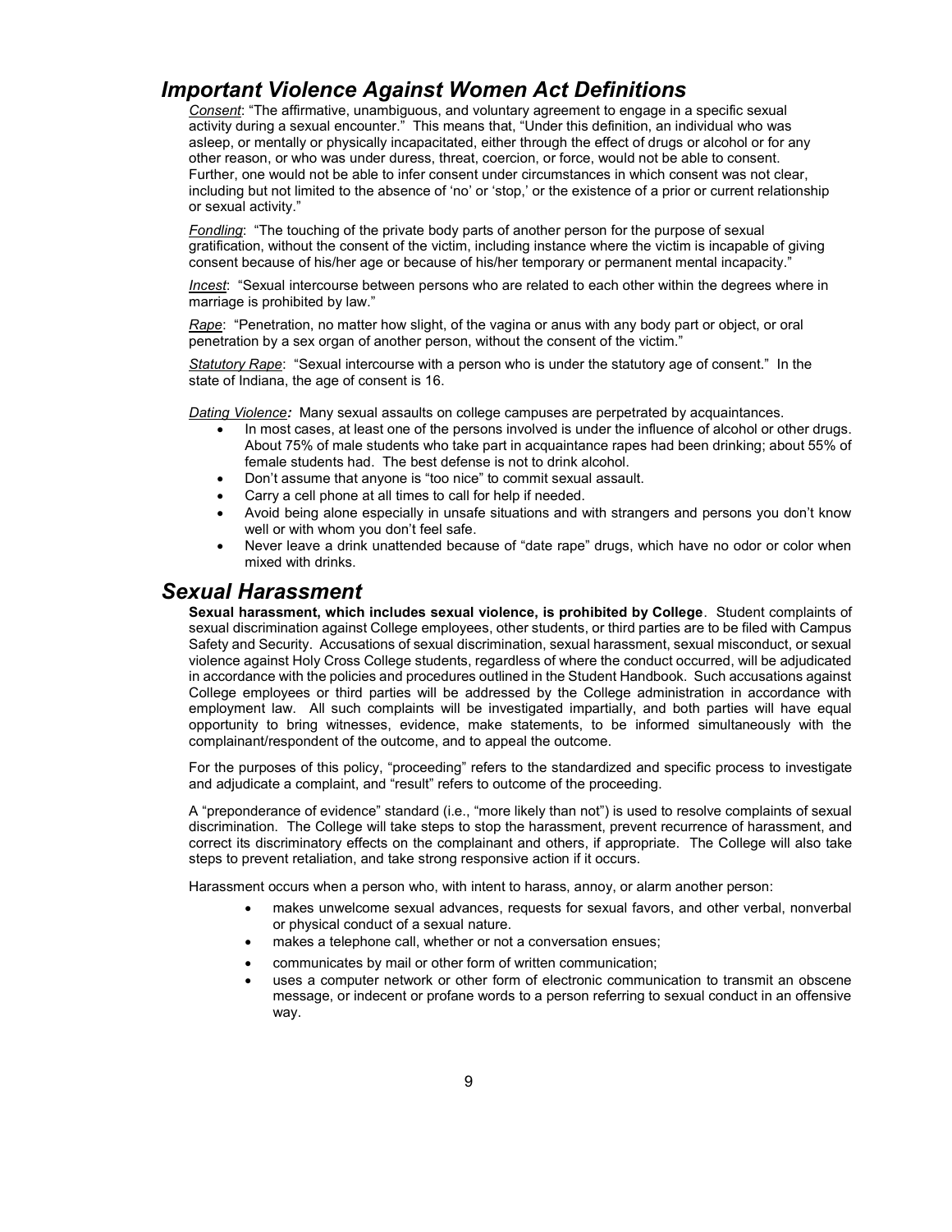## *Important Violence Against Women Act Definitions*

*Consent*: "The affirmative, unambiguous, and voluntary agreement to engage in a specific sexual activity during a sexual encounter." This means that, "Under this definition, an individual who was asleep, or mentally or physically incapacitated, either through the effect of drugs or alcohol or for any other reason, or who was under duress, threat, coercion, or force, would not be able to consent. Further, one would not be able to infer consent under circumstances in which consent was not clear, including but not limited to the absence of 'no' or 'stop,' or the existence of a prior or current relationship or sexual activity."

*Fondling*: "The touching of the private body parts of another person for the purpose of sexual gratification, without the consent of the victim, including instance where the victim is incapable of giving consent because of his/her age or because of his/her temporary or permanent mental incapacity."

*Incest*: "Sexual intercourse between persons who are related to each other within the degrees where in marriage is prohibited by law."

*Rape*: "Penetration, no matter how slight, of the vagina or anus with any body part or object, or oral penetration by a sex organ of another person, without the consent of the victim."

*Statutory Rape*: "Sexual intercourse with a person who is under the statutory age of consent." In the state of Indiana, the age of consent is 16.

***Dating Violence:*** Many sexual assaults on college campuses are perpetrated by acquaintances.

- In most cases, at least one of the persons involved is under the influence of alcohol or other drugs. About 75% of male students who take part in acquaintance rapes had been drinking; about 55% of female students had. The best defense is not to drink alcohol.
- Don't assume that anyone is "too nice" to commit sexual assault.
- Carry a cell phone at all times to call for help if needed.
- Avoid being alone especially in unsafe situations and with strangers and persons you don't know well or with whom you don't feel safe.
- Never leave a drink unattended because of "date rape" drugs, which have no odor or color when mixed with drinks.

## *Sexual Harassment*

**Sexual harassment, which includes sexual violence, is prohibited by College**. Student complaints of sexual discrimination against College employees, other students, or third parties are to be filed with Campus Safety and Security. Accusations of sexual discrimination, sexual harassment, sexual misconduct, or sexual violence against Holy Cross College students, regardless of where the conduct occurred, will be adjudicated in accordance with the policies and procedures outlined in the Student Handbook. Such accusations against College employees or third parties will be addressed by the College administration in accordance with employment law. All such complaints will be investigated impartially, and both parties will have equal opportunity to bring witnesses, evidence, make statements, to be informed simultaneously with the complainant/respondent of the outcome, and to appeal the outcome.

For the purposes of this policy, "proceeding" refers to the standardized and specific process to investigate and adjudicate a complaint, and "result" refers to outcome of the proceeding.

A "preponderance of evidence" standard (i.e., "more likely than not") is used to resolve complaints of sexual discrimination. The College will take steps to stop the harassment, prevent recurrence of harassment, and correct its discriminatory effects on the complainant and others, if appropriate. The College will also take steps to prevent retaliation, and take strong responsive action if it occurs.

Harassment occurs when a person who, with intent to harass, annoy, or alarm another person:

- makes unwelcome sexual advances, requests for sexual favors, and other verbal, nonverbal or physical conduct of a sexual nature.
- makes a telephone call, whether or not a conversation ensues;
- communicates by mail or other form of written communication;
- uses a computer network or other form of electronic communication to transmit an obscene message, or indecent or profane words to a person referring to sexual conduct in an offensive way.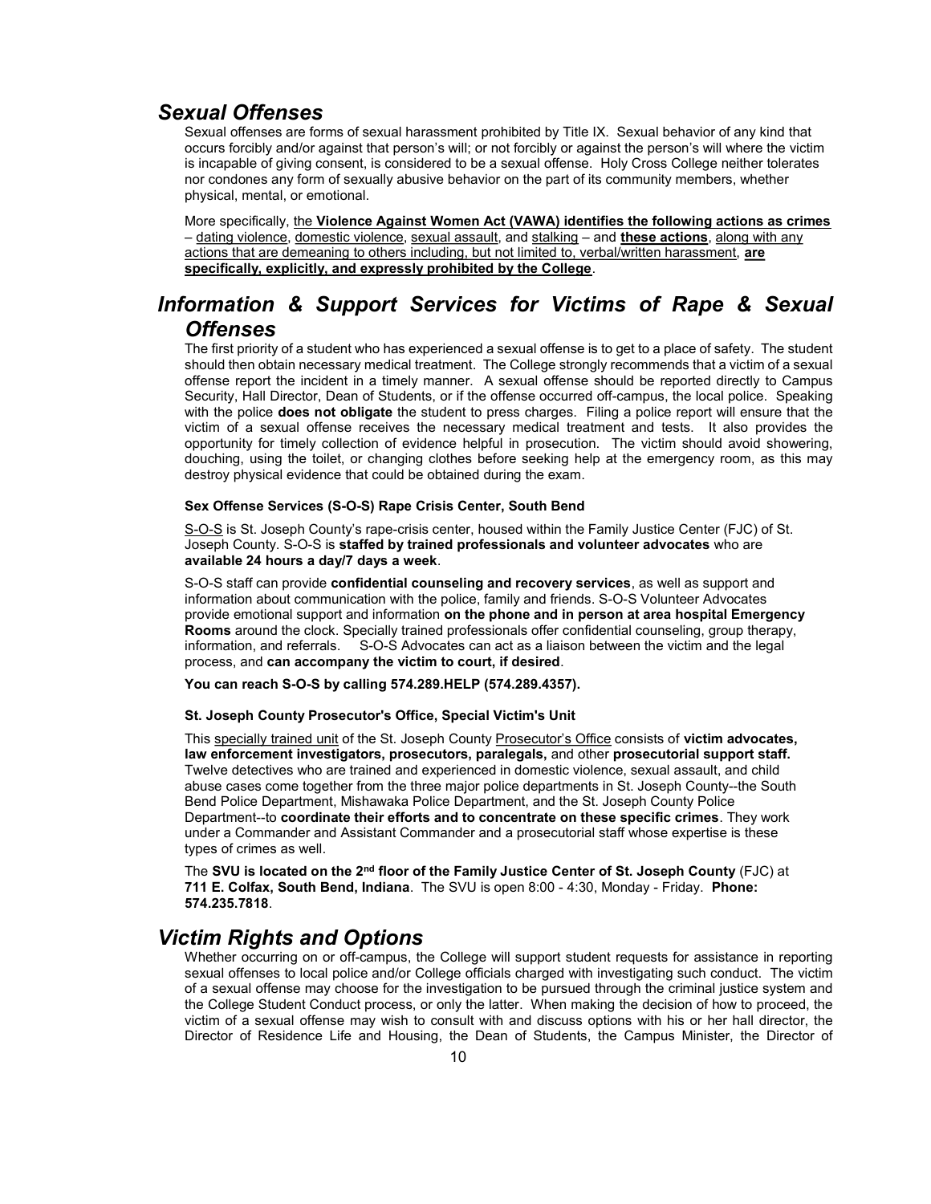## *Sexual Offenses*

Sexual offenses are forms of sexual harassment prohibited by Title IX. Sexual behavior of any kind that occurs forcibly and/or against that person's will; or not forcibly or against the person's will where the victim is incapable of giving consent, is considered to be a sexual offense. Holy Cross College neither tolerates nor condones any form of sexually abusive behavior on the part of its community members, whether physical, mental, or emotional.

More specifically, the **Violence Against Women Act (VAWA) identifies the following actions as crimes** – dating violence, domestic violence, sexual assault, and stalking – and **these actions**, along with any actions that are demeaning to others including, but not limited to, verbal/written harassment, **are specifically, explicitly, and expressly prohibited by the College**.

## *Information & Support Services for Victims of Rape & Sexual Offenses*

The first priority of a student who has experienced a sexual offense is to get to a place of safety. The student should then obtain necessary medical treatment. The College strongly recommends that a victim of a sexual offense report the incident in a timely manner. A sexual offense should be reported directly to Campus Security, Hall Director, Dean of Students, or if the offense occurred off-campus, the local police. Speaking with the police **does not obligate** the student to press charges. Filing a police report will ensure that the victim of a sexual offense receives the necessary medical treatment and tests. It also provides the opportunity for timely collection of evidence helpful in prosecution. The victim should avoid showering, douching, using the toilet, or changing clothes before seeking help at the emergency room, as this may destroy physical evidence that could be obtained during the exam.

**Sex Offense Services (S-O-S) Rape Crisis Center, South Bend**

S-O-S is St. Joseph County's rape-crisis center, housed within the Family Justice Center (FJC) of St. Joseph County. S-O-S is **staffed by trained professionals and volunteer advocates** who are **available 24 hours a day/7 days a week**.

S-O-S staff can provide **confidential counseling and recovery services**, as well as support and information about communication with the police, family and friends. S-O-S Volunteer Advocates provide emotional support and information **on the phone and in person at area hospital Emergency Rooms** around the clock. Specially trained professionals offer confidential counseling, group therapy, information, and referrals. S-O-S Advocates can act as a liaison between the victim and the legal process, and **can accompany the victim to court, if desired**.

**You can reach S-O-S by calling 574.289.HELP (574.289.4357).**

**St. Joseph County Prosecutor's Office, Special Victim's Unit**

This specially trained unit of the St. Joseph County Prosecutor's Office consists of **victim advocates, law enforcement investigators, prosecutors, paralegals,** and other **prosecutorial support staff.** Twelve detectives who are trained and experienced in domestic violence, sexual assault, and child abuse cases come together from the three major police departments in St. Joseph County--the South Bend Police Department, Mishawaka Police Department, and the St. Joseph County Police Department--to **coordinate their efforts and to concentrate on these specific crimes**. They work under a Commander and Assistant Commander and a prosecutorial staff whose expertise is these types of crimes as well.

The **SVU is located on the 2nd floor of the Family Justice Center of St. Joseph County** (FJC) at **711 E. Colfax, South Bend, Indiana**. The SVU is open 8:00 - 4:30, Monday - Friday. **Phone: 574.235.7818**.

## *Victim Rights and Options*

Whether occurring on or off-campus, the College will support student requests for assistance in reporting sexual offenses to local police and/or College officials charged with investigating such conduct. The victim of a sexual offense may choose for the investigation to be pursued through the criminal justice system and the College Student Conduct process, or only the latter. When making the decision of how to proceed, the victim of a sexual offense may wish to consult with and discuss options with his or her hall director, the Director of Residence Life and Housing, the Dean of Students, the Campus Minister, the Director of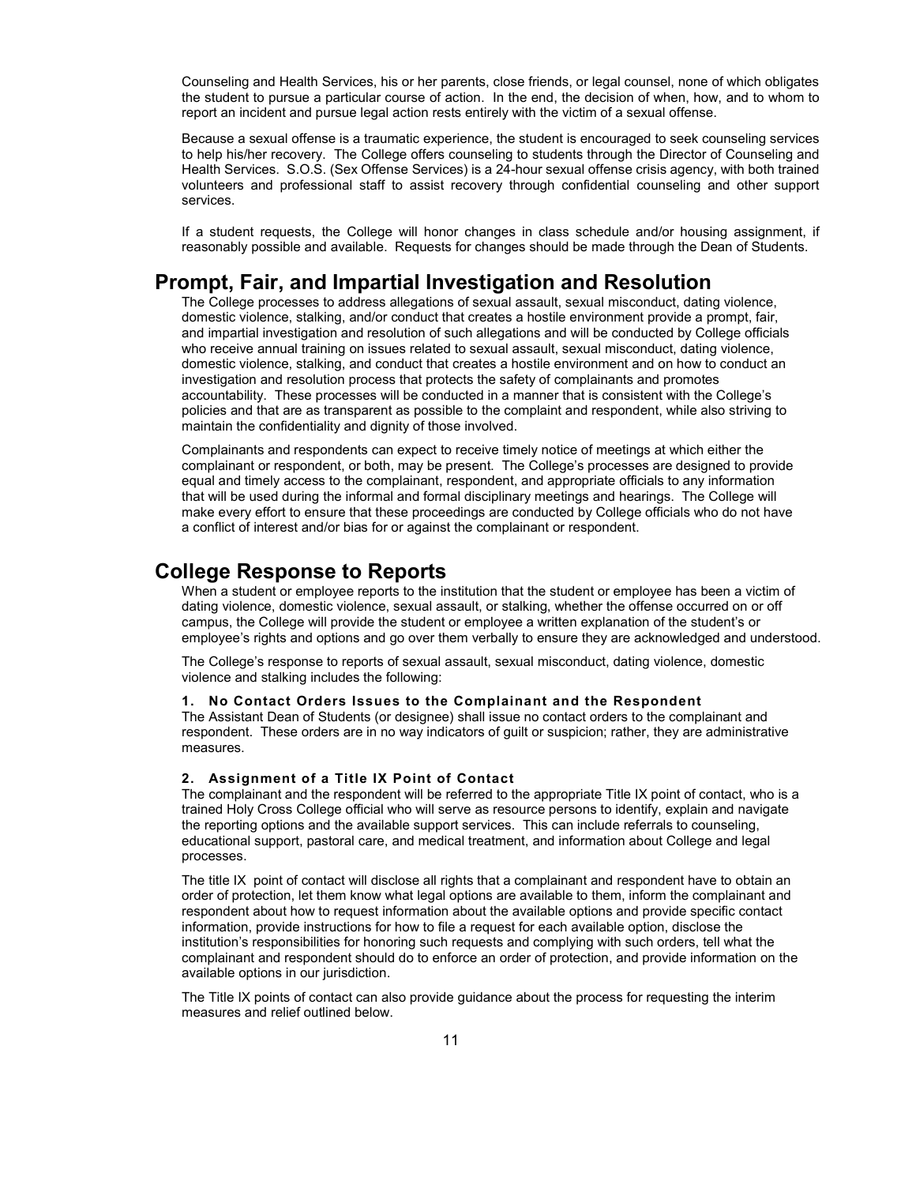Counseling and Health Services, his or her parents, close friends, or legal counsel, none of which obligates the student to pursue a particular course of action. In the end, the decision of when, how, and to whom to report an incident and pursue legal action rests entirely with the victim of a sexual offense.

Because a sexual offense is a traumatic experience, the student is encouraged to seek counseling services to help his/her recovery. The College offers counseling to students through the Director of Counseling and Health Services. S.O.S. (Sex Offense Services) is a 24-hour sexual offense crisis agency, with both trained volunteers and professional staff to assist recovery through confidential counseling and other support services.

If a student requests, the College will honor changes in class schedule and/or housing assignment, if reasonably possible and available. Requests for changes should be made through the Dean of Students.

## Prompt, Fair, and Impartial Investigation and Resolution

The College processes to address allegations of sexual assault, sexual misconduct, dating violence, domestic violence, stalking, and/or conduct that creates a hostile environment provide a prompt, fair, and impartial investigation and resolution of such allegations and will be conducted by College officials who receive annual training on issues related to sexual assault, sexual misconduct, dating violence, domestic violence, stalking, and conduct that creates a hostile environment and on how to conduct an investigation and resolution process that protects the safety of complainants and promotes accountability. These processes will be conducted in a manner that is consistent with the College's policies and that are as transparent as possible to the complaint and respondent, while also striving to maintain the confidentiality and dignity of those involved.

Complainants and respondents can expect to receive timely notice of meetings at which either the complainant or respondent, or both, may be present. The College's processes are designed to provide equal and timely access to the complainant, respondent, and appropriate officials to any information that will be used during the informal and formal disciplinary meetings and hearings. The College will make every effort to ensure that these proceedings are conducted by College officials who do not have a conflict of interest and/or bias for or against the complainant or respondent.

## College Response to Reports

When a student or employee reports to the institution that the student or employee has been a victim of dating violence, domestic violence, sexual assault, or stalking, whether the offense occurred on or off campus, the College will provide the student or employee a written explanation of the student's or employee's rights and options and go over them verbally to ensure they are acknowledged and understood.

The College's response to reports of sexual assault, sexual misconduct, dating violence, domestic violence and stalking includes the following:

#### 1. No Contact Orders Issues to the Complainant and the Respondent

The Assistant Dean of Students (or designee) shall issue no contact orders to the complainant and respondent. These orders are in no way indicators of guilt or suspicion; rather, they are administrative measures.

#### 2. Assignment of a Title IX Point of Contact

The complainant and the respondent will be referred to the appropriate Title IX point of contact, who is a trained Holy Cross College official who will serve as resource persons to identify, explain and navigate the reporting options and the available support services. This can include referrals to counseling, educational support, pastoral care, and medical treatment, and information about College and legal processes.

The title IX point of contact will disclose all rights that a complainant and respondent have to obtain an order of protection, let them know what legal options are available to them, inform the complainant and respondent about how to request information about the available options and provide specific contact information, provide instructions for how to file a request for each available option, disclose the institution's responsibilities for honoring such requests and complying with such orders, tell what the complainant and respondent should do to enforce an order of protection, and provide information on the available options in our jurisdiction.

The Title IX points of contact can also provide guidance about the process for requesting the interim measures and relief outlined below.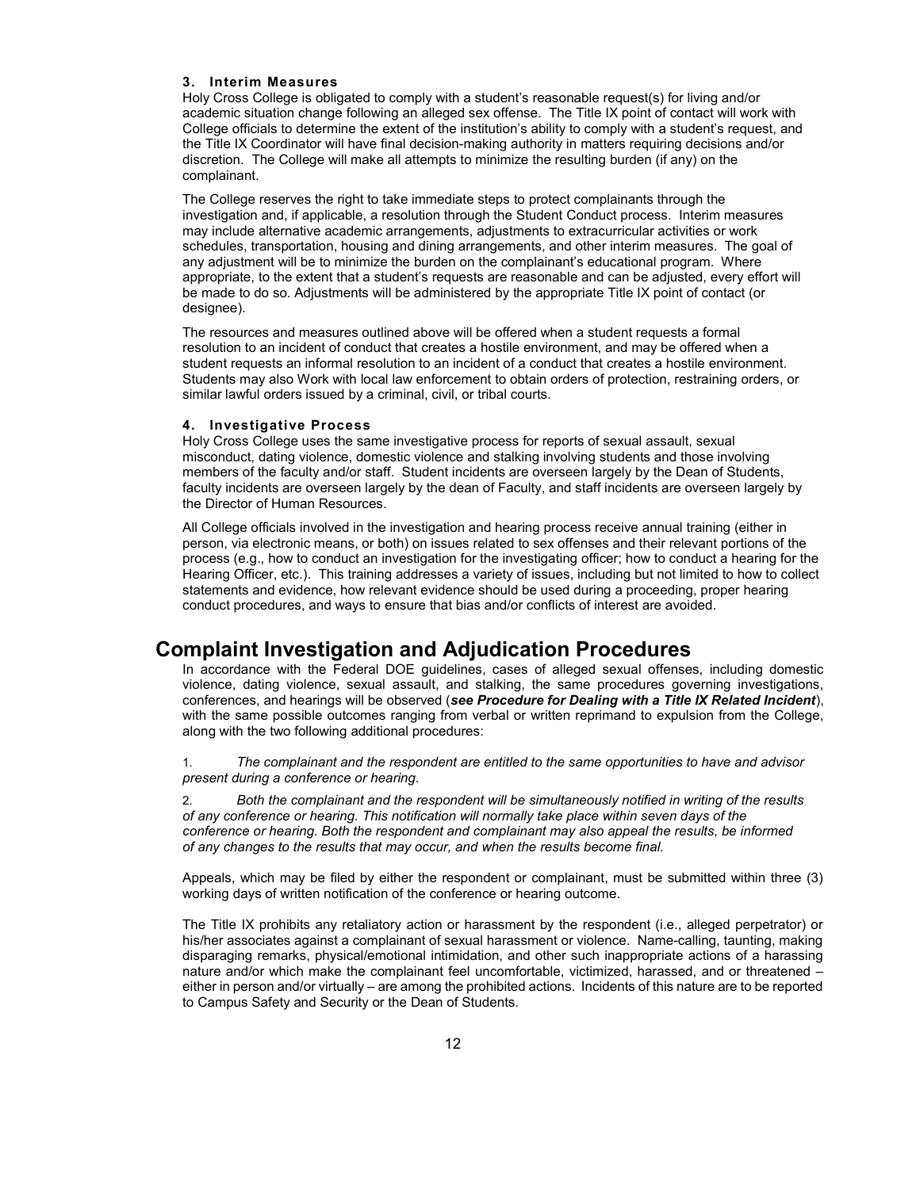#### 3. Interim Measures

Holy Cross College is obligated to comply with a student's reasonable request(s) for living and/or academic situation change following an alleged sex offense. The Title IX point of contact will work with College officials to determine the extent of the institution's ability to comply with a student's request, and the Title IX Coordinator will have final decision-making authority in matters requiring decisions and/or discretion. The College will make all attempts to minimize the resulting burden (if any) on the complainant.

The College reserves the right to take immediate steps to protect complainants through the investigation and, if applicable, a resolution through the Student Conduct process. Interim measures may include alternative academic arrangements, adjustments to extracurricular activities or work schedules, transportation, housing and dining arrangements, and other interim measures. The goal of any adjustment will be to minimize the burden on the complainant's educational program. Where appropriate, to the extent that a student's requests are reasonable and can be adjusted, every effort will be made to do so. Adjustments will be administered by the appropriate Title IX point of contact (or designee).

The resources and measures outlined above will be offered when a student requests a formal resolution to an incident of conduct that creates a hostile environment, and may be offered when a student requests an informal resolution to an incident of a conduct that creates a hostile environment. Students may also Work with local law enforcement to obtain orders of protection, restraining orders, or similar lawful orders issued by a criminal, civil, or tribal courts.

#### 4. Investigative Process

Holy Cross College uses the same investigative process for reports of sexual assault, sexual misconduct, dating violence, domestic violence and stalking involving students and those involving members of the faculty and/or staff. Student incidents are overseen largely by the Dean of Students, faculty incidents are overseen largely by the dean of Faculty, and staff incidents are overseen largely by the Director of Human Resources.

All College officials involved in the investigation and hearing process receive annual training (either in person, via electronic means, or both) on issues related to sex offenses and their relevant portions of the process (e.g., how to conduct an investigation for the investigating officer; how to conduct a hearing for the Hearing Officer, etc.). This training addresses a variety of issues, including but not limited to how to collect statements and evidence, how relevant evidence should be used during a proceeding, proper hearing conduct procedures, and ways to ensure that bias and/or conflicts of interest are avoided.

## Complaint Investigation and Adjudication Procedures

In accordance with the Federal DOE guidelines, cases of alleged sexual offenses, including domestic violence, dating violence, sexual assault, and stalking, the same procedures governing investigations, conferences, and hearings will be observed (***see Procedure for Dealing with a Title IX Related Incident***), with the same possible outcomes ranging from verbal or written reprimand to expulsion from the College, along with the two following additional procedures:

1. *The complainant and the respondent are entitled to the same opportunities to have and advisor present during a conference or hearing.*

2. *Both the complainant and the respondent will be simultaneously notified in writing of the results of any conference or hearing. This notification will normally take place within seven days of the conference or hearing. Both the respondent and complainant may also appeal the results, be informed of any changes to the results that may occur, and when the results become final.*

Appeals, which may be filed by either the respondent or complainant, must be submitted within three (3) working days of written notification of the conference or hearing outcome.

The Title IX prohibits any retaliatory action or harassment by the respondent (i.e., alleged perpetrator) or his/her associates against a complainant of sexual harassment or violence. Name-calling, taunting, making disparaging remarks, physical/emotional intimidation, and other such inappropriate actions of a harassing nature and/or which make the complainant feel uncomfortable, victimized, harassed, and or threatened – either in person and/or virtually – are among the prohibited actions. Incidents of this nature are to be reported to Campus Safety and Security or the Dean of Students.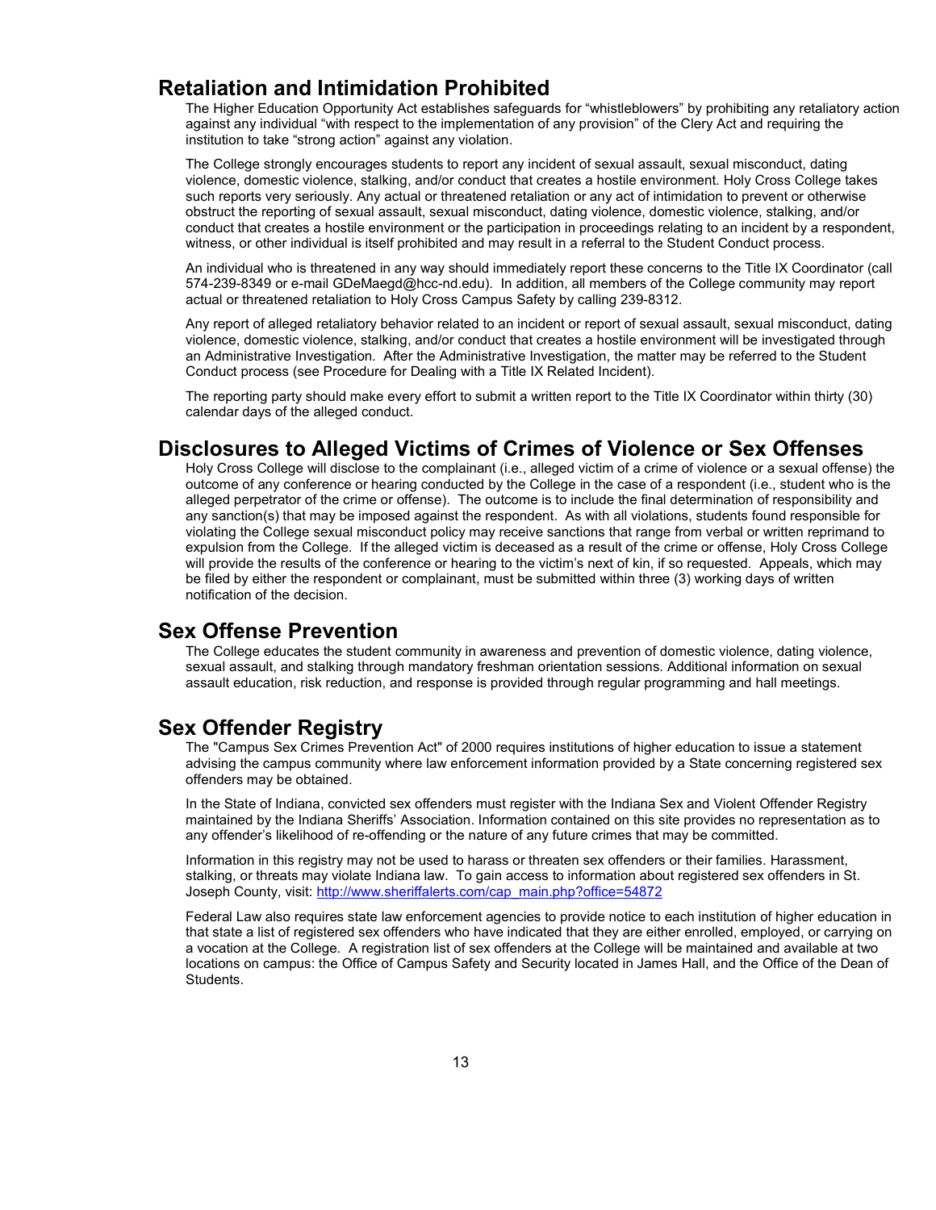## Retaliation and Intimidation Prohibited

The Higher Education Opportunity Act establishes safeguards for "whistleblowers" by prohibiting any retaliatory action against any individual "with respect to the implementation of any provision" of the Clery Act and requiring the institution to take "strong action" against any violation.

The College strongly encourages students to report any incident of sexual assault, sexual misconduct, dating violence, domestic violence, stalking, and/or conduct that creates a hostile environment. Holy Cross College takes such reports very seriously. Any actual or threatened retaliation or any act of intimidation to prevent or otherwise obstruct the reporting of sexual assault, sexual misconduct, dating violence, domestic violence, stalking, and/or conduct that creates a hostile environment or the participation in proceedings relating to an incident by a respondent, witness, or other individual is itself prohibited and may result in a referral to the Student Conduct process.

An individual who is threatened in any way should immediately report these concerns to the Title IX Coordinator (call 574-239-8349 or e-mail GDeMaegd@hcc-nd.edu). In addition, all members of the College community may report actual or threatened retaliation to Holy Cross Campus Safety by calling 239-8312.

Any report of alleged retaliatory behavior related to an incident or report of sexual assault, sexual misconduct, dating violence, domestic violence, stalking, and/or conduct that creates a hostile environment will be investigated through an Administrative Investigation. After the Administrative Investigation, the matter may be referred to the Student Conduct process (see Procedure for Dealing with a Title IX Related Incident).

The reporting party should make every effort to submit a written report to the Title IX Coordinator within thirty (30) calendar days of the alleged conduct.

## Disclosures to Alleged Victims of Crimes of Violence or Sex Offenses

Holy Cross College will disclose to the complainant (i.e., alleged victim of a crime of violence or a sexual offense) the outcome of any conference or hearing conducted by the College in the case of a respondent (i.e., student who is the alleged perpetrator of the crime or offense). The outcome is to include the final determination of responsibility and any sanction(s) that may be imposed against the respondent. As with all violations, students found responsible for violating the College sexual misconduct policy may receive sanctions that range from verbal or written reprimand to expulsion from the College. If the alleged victim is deceased as a result of the crime or offense, Holy Cross College will provide the results of the conference or hearing to the victim's next of kin, if so requested. Appeals, which may be filed by either the respondent or complainant, must be submitted within three (3) working days of written notification of the decision.

## Sex Offense Prevention

The College educates the student community in awareness and prevention of domestic violence, dating violence, sexual assault, and stalking through mandatory freshman orientation sessions. Additional information on sexual assault education, risk reduction, and response is provided through regular programming and hall meetings.

## Sex Offender Registry

The "Campus Sex Crimes Prevention Act" of 2000 requires institutions of higher education to issue a statement advising the campus community where law enforcement information provided by a State concerning registered sex offenders may be obtained.

In the State of Indiana, convicted sex offenders must register with the Indiana Sex and Violent Offender Registry maintained by the Indiana Sheriffs' Association. Information contained on this site provides no representation as to any offender's likelihood of re-offending or the nature of any future crimes that may be committed.

Information in this registry may not be used to harass or threaten sex offenders or their families. Harassment, stalking, or threats may violate Indiana law. To gain access to information about registered sex offenders in St. Joseph County, visit: http://www.sheriffalerts.com/cap_main.php?office=54872

Federal Law also requires state law enforcement agencies to provide notice to each institution of higher education in that state a list of registered sex offenders who have indicated that they are either enrolled, employed, or carrying on a vocation at the College. A registration list of sex offenders at the College will be maintained and available at two locations on campus: the Office of Campus Safety and Security located in James Hall, and the Office of the Dean of Students.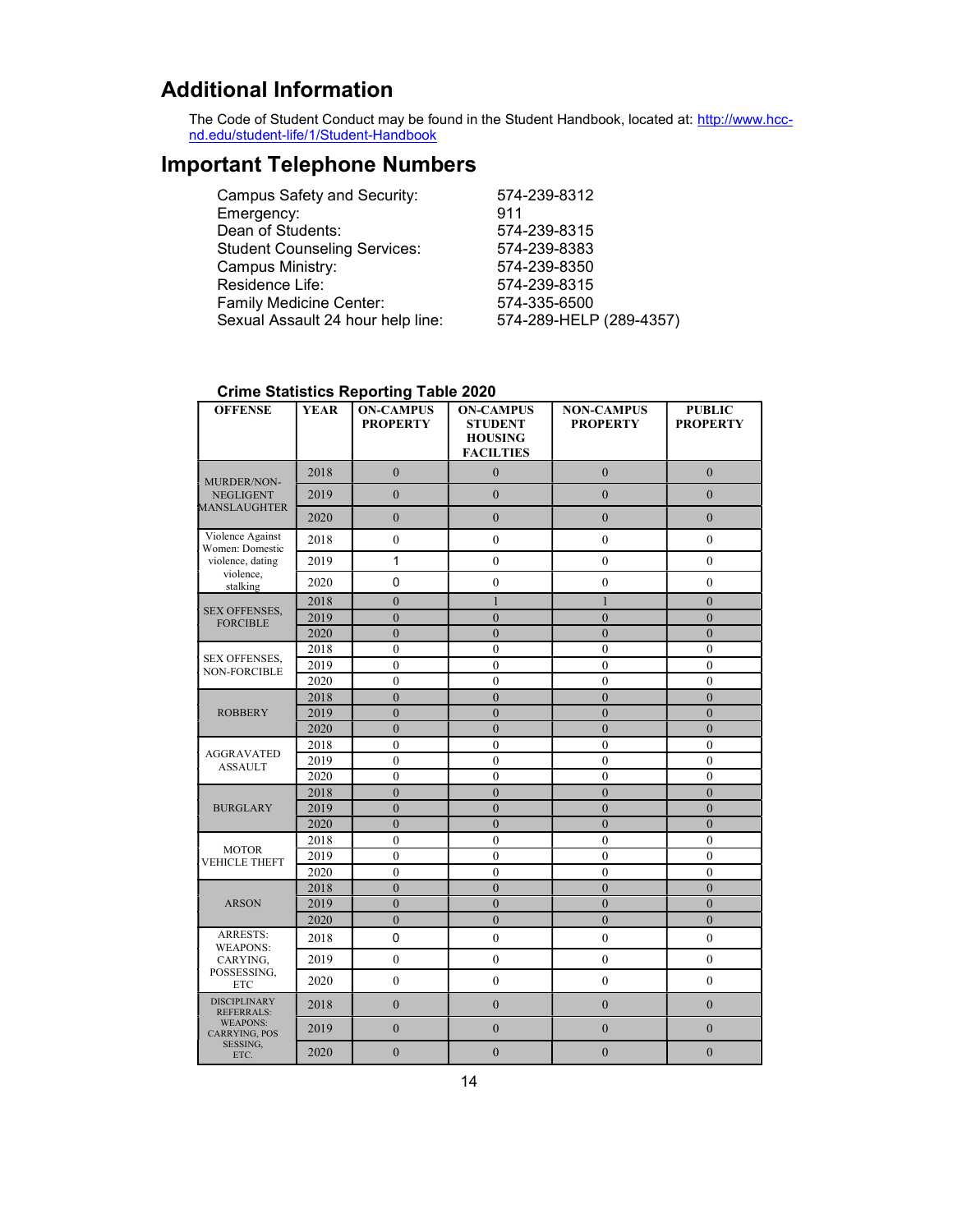## Additional Information

The Code of Student Conduct may be found in the Student Handbook, located at: http://www.hcc-nd.edu/student-life/1/Student-Handbook

## Important Telephone Numbers

| | |
|---|---|
| Campus Safety and Security: | 574-239-8312 |
| Emergency: | 911 |
| Dean of Students: | 574-239-8315 |
| Student Counseling Services: | 574-239-8383 |
| Campus Ministry: | 574-239-8350 |
| Residence Life: | 574-239-8315 |
| Family Medicine Center: | 574-335-6500 |
| Sexual Assault 24 hour help line: | 574-289-HELP (289-4357) |

**Crime Statistics Reporting Table 2020**

| OFFENSE | YEAR | ON-CAMPUS PROPERTY | ON-CAMPUS STUDENT HOUSING FACILTIES | NON-CAMPUS PROPERTY | PUBLIC PROPERTY |
|---|---|---|---|---|---|
| MURDER/NON-NEGLIGENT MANSLAUGHTER | 2018 | 0 | 0 | 0 | 0 |
| | 2019 | 0 | 0 | 0 | 0 |
| | 2020 | 0 | 0 | 0 | 0 |
| Violence Against Women: Domestic violence, dating violence, stalking | 2018 | 0 | 0 | 0 | 0 |
| | 2019 | 1 | 0 | 0 | 0 |
| | 2020 | 0 | 0 | 0 | 0 |
| SEX OFFENSES, FORCIBLE | 2018 | 0 | 1 | 1 | 0 |
| | 2019 | 0 | 0 | 0 | 0 |
| | 2020 | 0 | 0 | 0 | 0 |
| SEX OFFENSES, NON-FORCIBLE | 2018 | 0 | 0 | 0 | 0 |
| | 2019 | 0 | 0 | 0 | 0 |
| | 2020 | 0 | 0 | 0 | 0 |
| ROBBERY | 2018 | 0 | 0 | 0 | 0 |
| | 2019 | 0 | 0 | 0 | 0 |
| | 2020 | 0 | 0 | 0 | 0 |
| AGGRAVATED ASSAULT | 2018 | 0 | 0 | 0 | 0 |
| | 2019 | 0 | 0 | 0 | 0 |
| | 2020 | 0 | 0 | 0 | 0 |
| BURGLARY | 2018 | 0 | 0 | 0 | 0 |
| | 2019 | 0 | 0 | 0 | 0 |
| | 2020 | 0 | 0 | 0 | 0 |
| MOTOR VEHICLE THEFT | 2018 | 0 | 0 | 0 | 0 |
| | 2019 | 0 | 0 | 0 | 0 |
| | 2020 | 0 | 0 | 0 | 0 |
| ARSON | 2018 | 0 | 0 | 0 | 0 |
| | 2019 | 0 | 0 | 0 | 0 |
| | 2020 | 0 | 0 | 0 | 0 |
| ARRESTS: WEAPONS: CARRYING, POSSESSING, ETC | 2018 | 0 | 0 | 0 | 0 |
| | 2019 | 0 | 0 | 0 | 0 |
| | 2020 | 0 | 0 | 0 | 0 |
| DISCIPLINARY REFERRALS: WEAPONS: CARRYING, POSSESSING, ETC. | 2018 | 0 | 0 | 0 | 0 |
| | 2019 | 0 | 0 | 0 | 0 |
| | 2020 | 0 | 0 | 0 | 0 |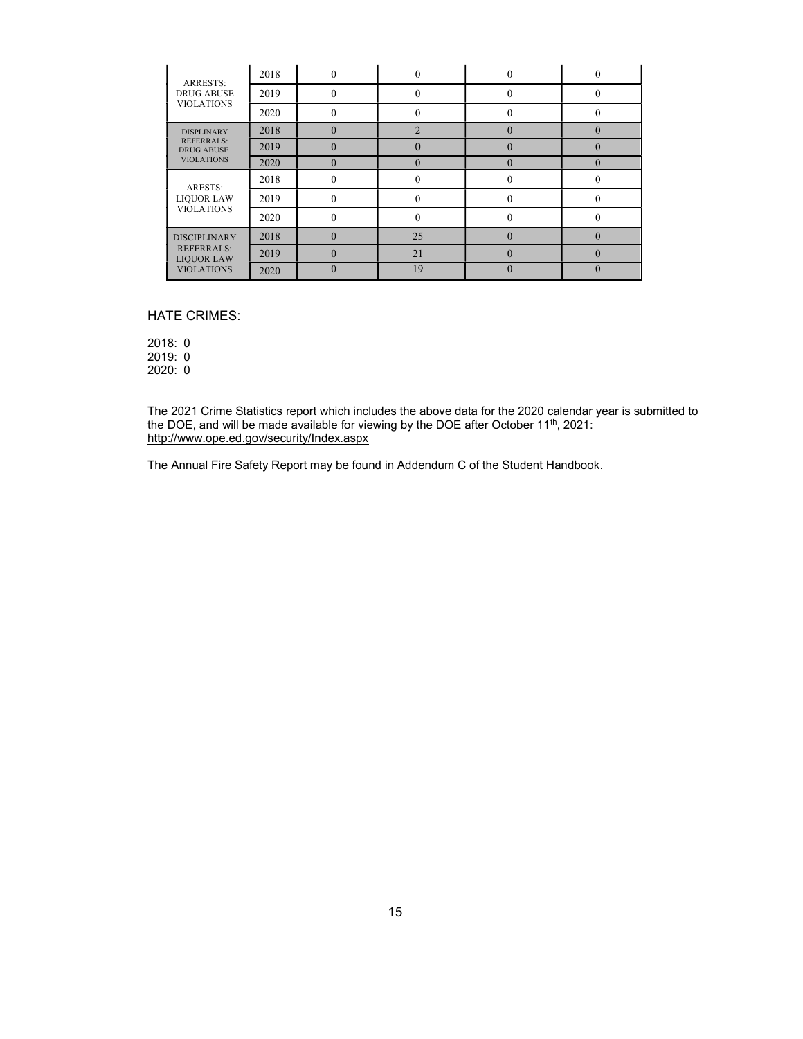| | | | | | |
|---|---|---|---|---|---|
| ARRESTS: DRUG ABUSE VIOLATIONS | 2018 | 0 | 0 | 0 | 0 |
| | 2019 | 0 | 0 | 0 | 0 |
| | 2020 | 0 | 0 | 0 | 0 |
| DISPLINARY REFERRALS: DRUG ABUSE VIOLATIONS | 2018 | 0 | 2 | 0 | 0 |
| | 2019 | 0 | 0 | 0 | 0 |
| | 2020 | 0 | 0 | 0 | 0 |
| ARESTS: LIQUOR LAW VIOLATIONS | 2018 | 0 | 0 | 0 | 0 |
| | 2019 | 0 | 0 | 0 | 0 |
| | 2020 | 0 | 0 | 0 | 0 |
| DISCIPLINARY REFERRALS: LIQUOR LAW VIOLATIONS | 2018 | 0 | 25 | 0 | 0 |
| | 2019 | 0 | 21 | 0 | 0 |
| | 2020 | 0 | 19 | 0 | 0 |

HATE CRIMES:

2018: 0
2019: 0
2020: 0

The 2021 Crime Statistics report which includes the above data for the 2020 calendar year is submitted to the DOE, and will be made available for viewing by the DOE after October 11th, 2021: http://www.ope.ed.gov/security/Index.aspx

The Annual Fire Safety Report may be found in Addendum C of the Student Handbook.